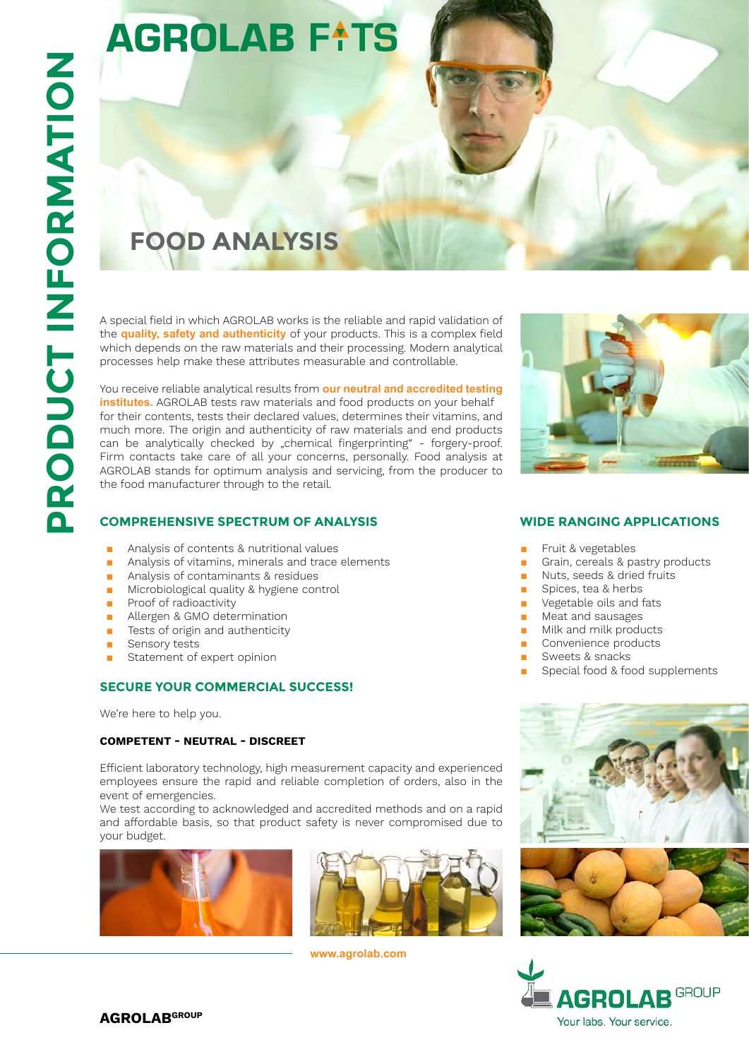# AGROLAB FATS

PRODUCT INFORMATION

## FOOD ANALYSIS

A special field in which AGROLAB works is the reliable and rapid validation of the **quality, safety and authenticity** of your products. This is a complex field which depends on the raw materials and their processing. Modern analytical processes help make these attributes measurable and controllable.

You receive reliable analytical results from **our neutral and accredited testing institutes.** AGROLAB tests raw materials and food products on your behalf for their contents, tests their declared values, determines their vitamins, and much more. The origin and authenticity of raw materials and end products can be analytically checked by „chemical fingerprinting" - forgery-proof. Firm contacts take care of all your concerns, personally. Food analysis at AGROLAB stands for optimum analysis and servicing, from the producer to the food manufacturer through to the retail.

### COMPREHENSIVE SPECTRUM OF ANALYSIS

- Analysis of contents & nutritional values
- Analysis of vitamins, minerals and trace elements
- Analysis of contaminants & residues
- Microbiological quality & hygiene control
- Proof of radioactivity
- Allergen & GMO determination
- Tests of origin and authenticity
- Sensory tests
- Statement of expert opinion

### WIDE RANGING APPLICATIONS

- Fruit & vegetables
- Grain, cereals & pastry products
- Nuts, seeds & dried fruits
- Spices, tea & herbs
- Vegetable oils and fats
- Meat and sausages
- Milk and milk products
- Convenience products
- Sweets & snacks
- Special food & food supplements

### SECURE YOUR COMMERCIAL SUCCESS!

We're here to help you.

**COMPETENT - NEUTRAL - DISCREET**

Efficient laboratory technology, high measurement capacity and experienced employees ensure the rapid and reliable completion of orders, also in the event of emergencies.
We test according to acknowledged and accredited methods and on a rapid and affordable basis, so that product safety is never compromised due to your budget.

www.agrolab.com

AGROLAB GROUP
Your labs. Your service.

AGROLAB[GROUP]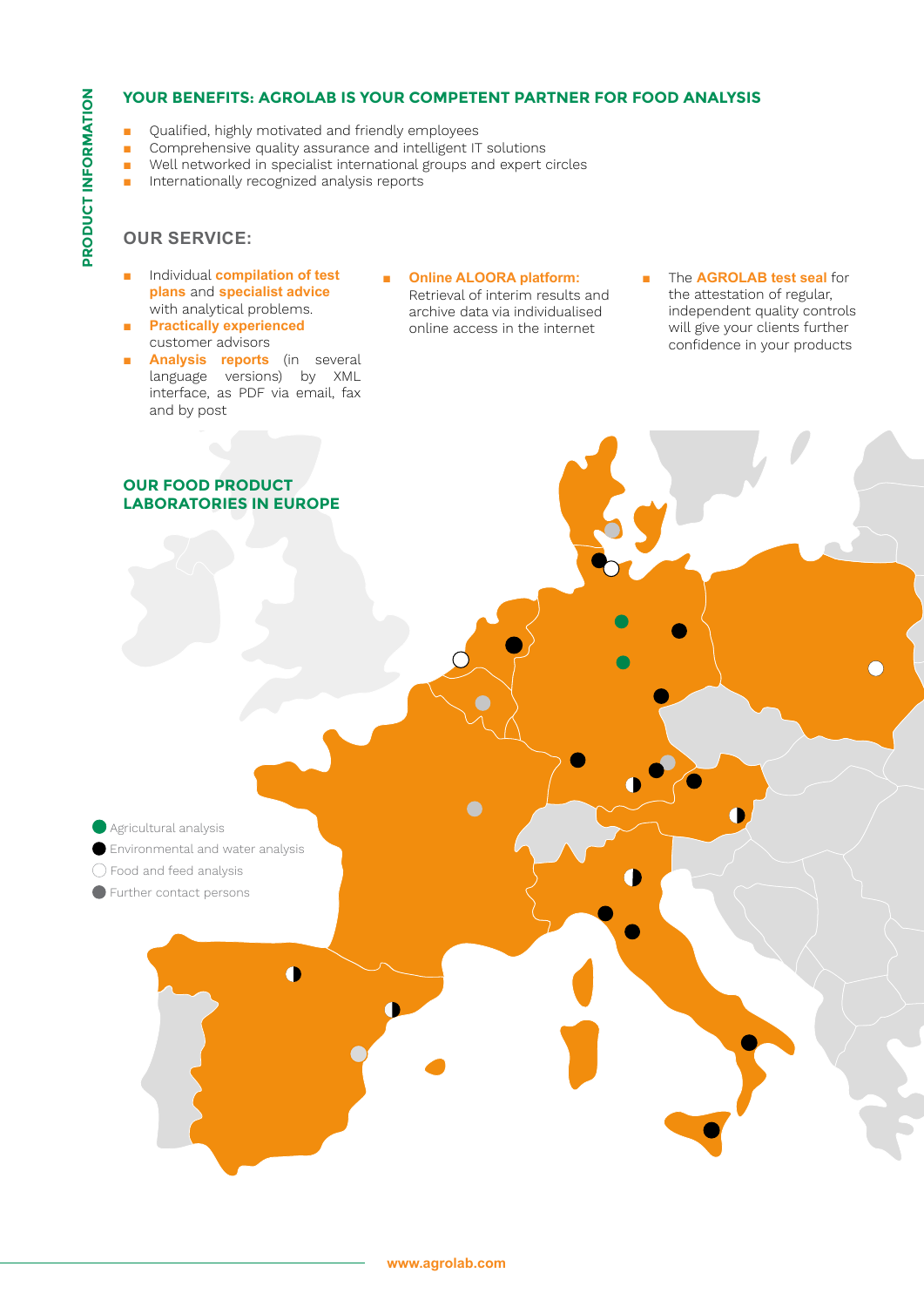PRODUCT INFORMATION

## YOUR BENEFITS: AGROLAB IS YOUR COMPETENT PARTNER FOR FOOD ANALYSIS

- Qualified, highly motivated and friendly employees
- Comprehensive quality assurance and intelligent IT solutions
- Well networked in specialist international groups and expert circles
- Internationally recognized analysis reports

## OUR SERVICE:

- Individual **compilation of test plans** and **specialist advice** with analytical problems.
- **Practically experienced** customer advisors
- **Analysis reports** (in several language versions) by XML interface, as PDF via email, fax and by post

- **Online ALOORA platform:** Retrieval of interim results and archive data via individualised online access in the internet

- The **AGROLAB test seal** for the attestation of regular, independent quality controls will give your clients further confidence in your products

## OUR FOOD PRODUCT LABORATORIES IN EUROPE

Agricultural analysis
Environmental and water analysis
Food and feed analysis
Further contact persons

www.agrolab.com